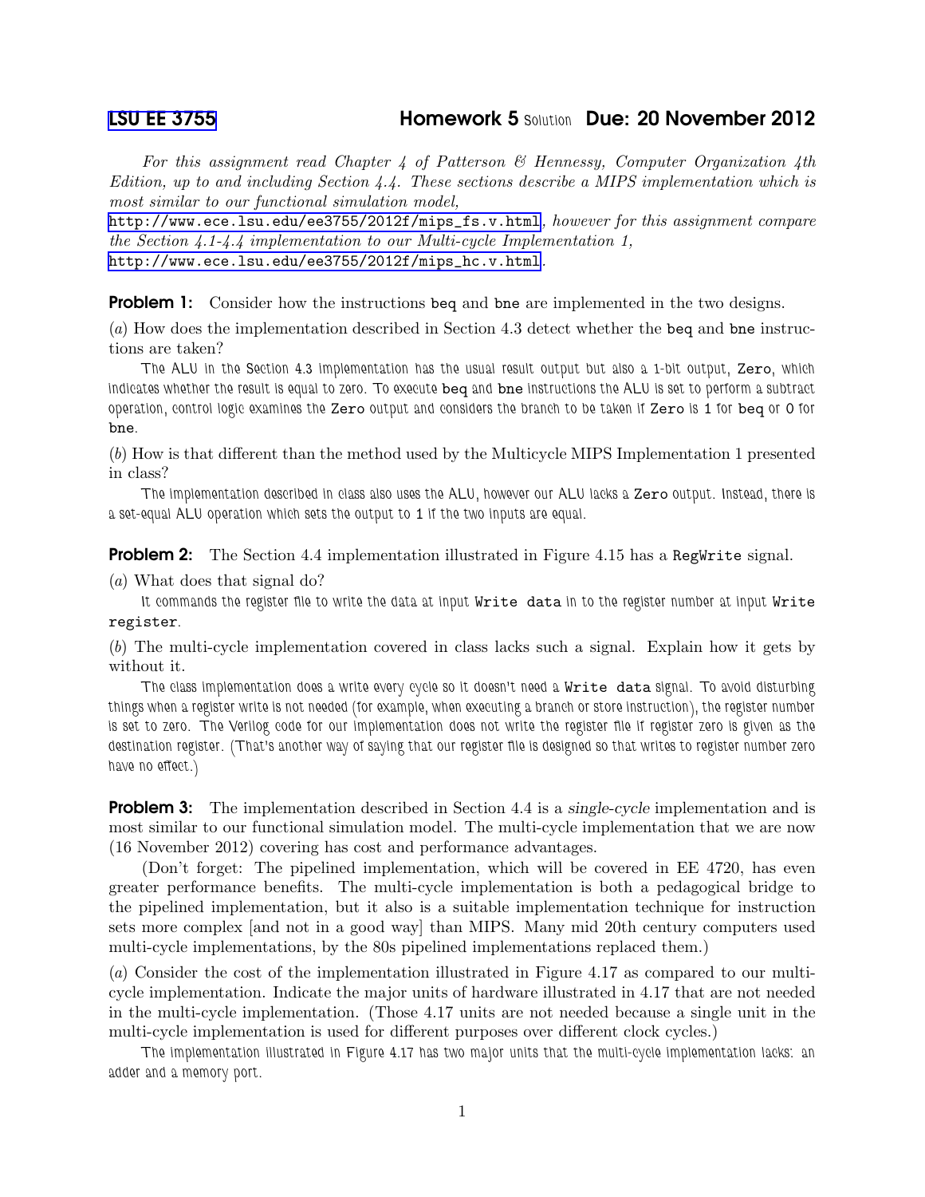# LSU EE 3755 — Homework 5 Solution — Due: 20 November 2012

*For this assignment read Chapter 4 of Patterson & Hennessy, Computer Organization 4th Edition, up to and including Section 4.4. These sections describe a MIPS implementation which is most similar to our functional simulation model,* http://www.ece.lsu.edu/ee3755/2012f/mips_fs.v.html, *however for this assignment compare the Section 4.1-4.4 implementation to our Multi-cycle Implementation 1,* http://www.ece.lsu.edu/ee3755/2012f/mips_hc.v.html.

**Problem 1:** Consider how the instructions `beq` and `bne` are implemented in the two designs.

(*a*) How does the implementation described in Section 4.3 detect whether the `beq` and `bne` instructions are taken?

The ALU in the Section 4.3 implementation has the usual result output but also a 1-bit output, `Zero`, which indicates whether the result is equal to zero. To execute `beq` and `bne` instructions the ALU is set to perform a subtract operation, control logic examines the `Zero` output and considers the branch to be taken if `Zero` is `1` for `beq` or `0` for `bne`.

(*b*) How is that different than the method used by the Multicycle MIPS Implementation 1 presented in class?

The implementation described in class also uses the ALU, however our ALU lacks a `Zero` output. Instead, there is a set-equal ALU operation which sets the output to `1` if the two inputs are equal.

**Problem 2:** The Section 4.4 implementation illustrated in Figure 4.15 has a `RegWrite` signal.

(*a*) What does that signal do?

It commands the register file to write the data at input `Write data` in to the register number at input `Write register`.

(*b*) The multi-cycle implementation covered in class lacks such a signal. Explain how it gets by without it.

The class implementation does a write every cycle so it doesn't need a `Write data` signal. To avoid disturbing things when a register write is not needed (for example, when executing a branch or store instruction), the register number is set to zero. The Verilog code for our implementation does not write the register file if register zero is given as the destination register. (That's another way of saying that our register file is designed so that writes to register number zero have no effect.)

**Problem 3:** The implementation described in Section 4.4 is a *single-cycle* implementation and is most similar to our functional simulation model. The multi-cycle implementation that we are now (16 November 2012) covering has cost and performance advantages.

(Don't forget: The pipelined implementation, which will be covered in EE 4720, has even greater performance benefits. The multi-cycle implementation is both a pedagogical bridge to the pipelined implementation, but it also is a suitable implementation technique for instruction sets more complex [and not in a good way] than MIPS. Many mid 20th century computers used multi-cycle implementations, by the 80s pipelined implementations replaced them.)

(*a*) Consider the cost of the implementation illustrated in Figure 4.17 as compared to our multi-cycle implementation. Indicate the major units of hardware illustrated in 4.17 that are not needed in the multi-cycle implementation. (Those 4.17 units are not needed because a single unit in the multi-cycle implementation is used for different purposes over different clock cycles.)

The implementation illustrated in Figure 4.17 has two major units that the multi-cycle implementation lacks: an adder and a memory port.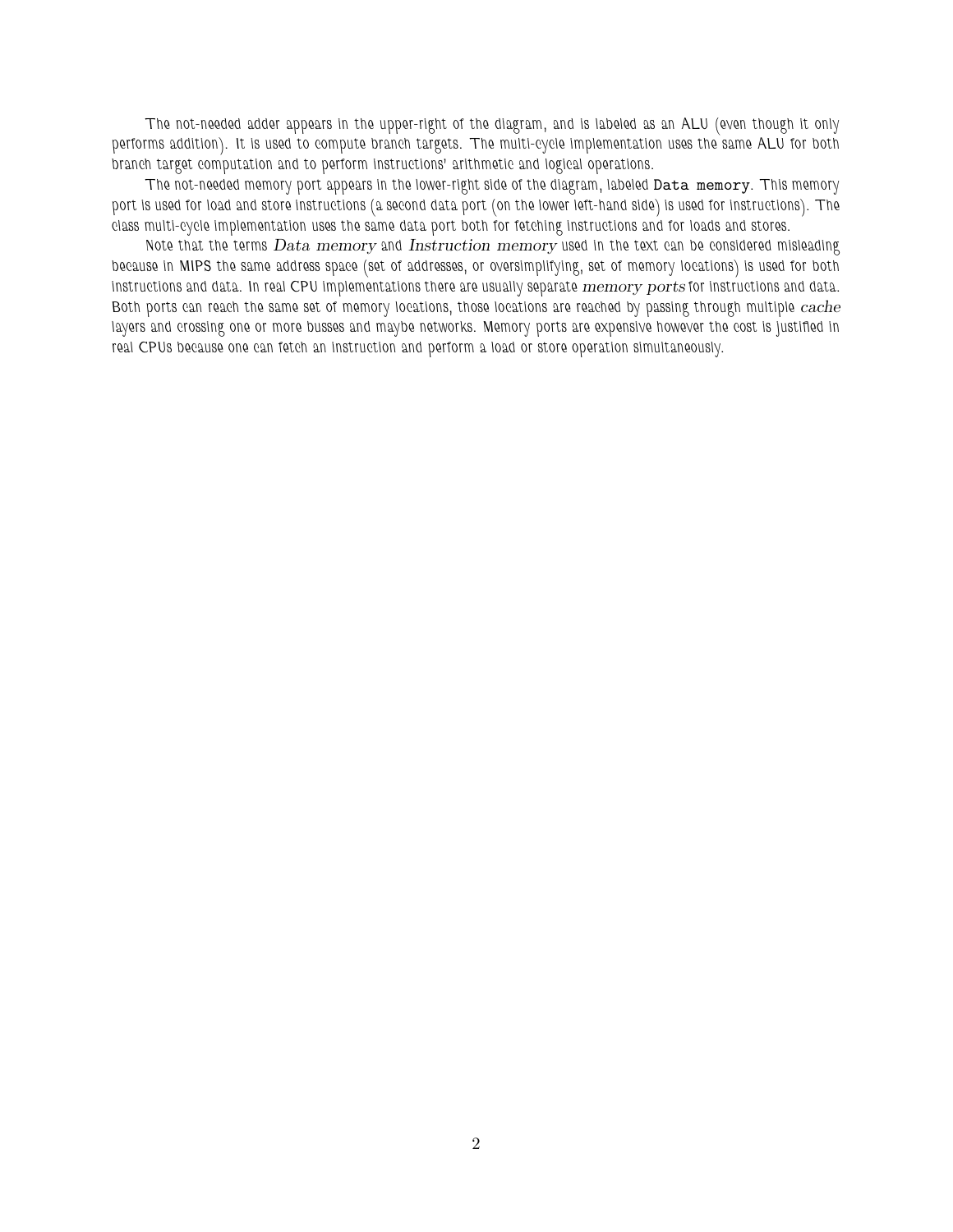The not-needed adder appears in the upper-right of the diagram, and is labeled as an ALU (even though it only performs addition). It is used to compute branch targets. The multi-cycle implementation uses the same ALU for both branch target computation and to perform instructions' arithmetic and logical operations.

The not-needed memory port appears in the lower-right side of the diagram, labeled `Data memory`. This memory port is used for load and store instructions (a second data port (on the lower left-hand side) is used for instructions). The class multi-cycle implementation uses the same data port both for fetching instructions and for loads and stores.

Note that the terms *Data memory* and *Instruction memory* used in the text can be considered misleading because in MIPS the same address space (set of addresses, or oversimplifying, set of memory locations) is used for both instructions and data. In real CPU implementations there are usually separate *memory ports* for instructions and data. Both ports can reach the same set of memory locations, those locations are reached by passing through multiple *cache* layers and crossing one or more busses and maybe networks. Memory ports are expensive however the cost is justified in real CPUs because one can fetch an instruction and perform a load or store operation simultaneously.